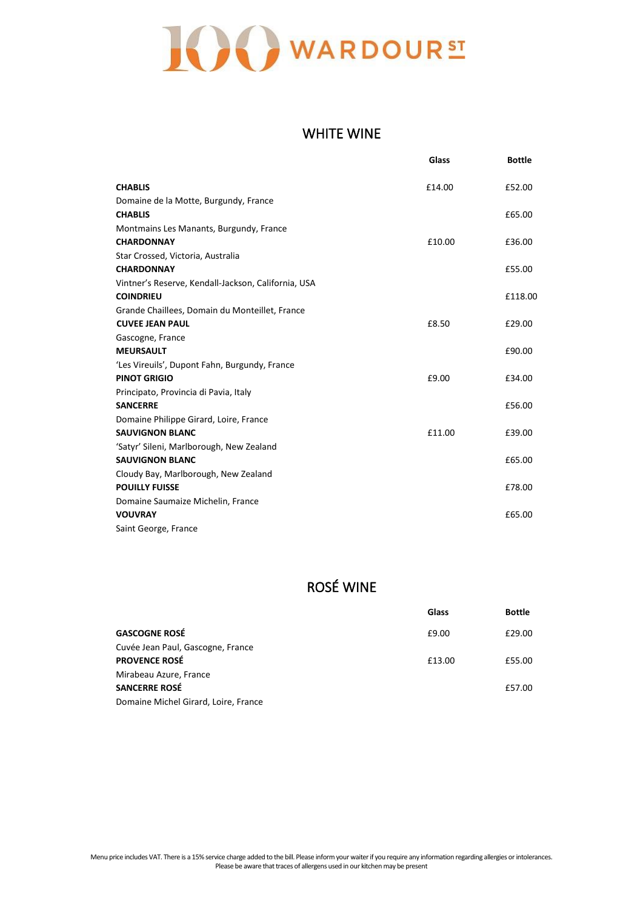# 100 WARDOUR ST

## WHITE WINE

| | Glass | Bottle |
|---|---|---|
| **CHABLIS**<br>Domaine de la Motte, Burgundy, France | £14.00 | £52.00 |
| **CHABLIS**<br>Montmains Les Manants, Burgundy, France | | £65.00 |
| **CHARDONNAY**<br>Star Crossed, Victoria, Australia | £10.00 | £36.00 |
| **CHARDONNAY**<br>Vintner's Reserve, Kendall-Jackson, California, USA | | £55.00 |
| **COINDRIEU**<br>Grande Chaillees, Domain du Monteillet, France | | £118.00 |
| **CUVEE JEAN PAUL**<br>Gascogne, France | £8.50 | £29.00 |
| **MEURSAULT**<br>'Les Vireuils', Dupont Fahn, Burgundy, France | | £90.00 |
| **PINOT GRIGIO**<br>Principato, Provincia di Pavia, Italy | £9.00 | £34.00 |
| **SANCERRE**<br>Domaine Philippe Girard, Loire, France | | £56.00 |
| **SAUVIGNON BLANC**<br>'Satyr' Sileni, Marlborough, New Zealand | £11.00 | £39.00 |
| **SAUVIGNON BLANC**<br>Cloudy Bay, Marlborough, New Zealand | | £65.00 |
| **POUILLY FUISSE**<br>Domaine Saumaize Michelin, France | | £78.00 |
| **VOUVRAY**<br>Saint George, France | | £65.00 |

## ROSÉ WINE

| | Glass | Bottle |
|---|---|---|
| **GASCOGNE ROSÉ**<br>Cuvée Jean Paul, Gascogne, France | £9.00 | £29.00 |
| **PROVENCE ROSÉ**<br>Mirabeau Azure, France | £13.00 | £55.00 |
| **SANCERRE ROSÉ**<br>Domaine Michel Girard, Loire, France | | £57.00 |

Menu price includes VAT. There is a 15% service charge added to the bill. Please inform your waiter if you require any information regarding allergies or intolerances. Please be aware that traces of allergens used in our kitchen may be present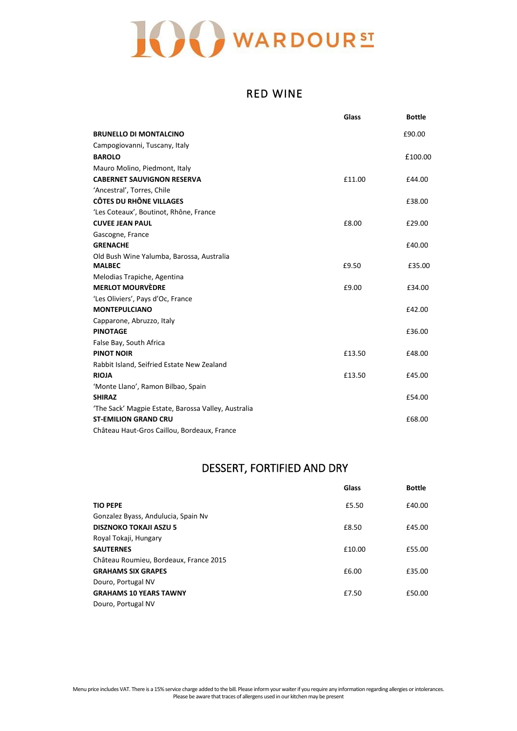100 WARDOUR ST

## RED WINE

| | Glass | Bottle |
|---|---|---|
| **BRUNELLO DI MONTALCINO**<br>Campogiovanni, Tuscany, Italy | | £90.00 |
| **BAROLO**<br>Mauro Molino, Piedmont, Italy | | £100.00 |
| **CABERNET SAUVIGNON RESERVA**<br>'Ancestral', Torres, Chile | £11.00 | £44.00 |
| **CÔTES DU RHÔNE VILLAGES**<br>'Les Coteaux', Boutinot, Rhône, France | | £38.00 |
| **CUVEE JEAN PAUL**<br>Gascogne, France | £8.00 | £29.00 |
| **GRENACHE**<br>Old Bush Wine Yalumba, Barossa, Australia | | £40.00 |
| **MALBEC**<br>Melodias Trapiche, Agentina | £9.50 | £35.00 |
| **MERLOT MOURVÈDRE**<br>'Les Oliviers', Pays d'Oc, France | £9.00 | £34.00 |
| **MONTEPULCIANO**<br>Capparone, Abruzzo, Italy | | £42.00 |
| **PINOTAGE**<br>False Bay, South Africa | | £36.00 |
| **PINOT NOIR**<br>Rabbit Island, Seifried Estate New Zealand | £13.50 | £48.00 |
| **RIOJA**<br>'Monte Llano', Ramon Bilbao, Spain | £13.50 | £45.00 |
| **SHIRAZ**<br>'The Sack' Magpie Estate, Barossa Valley, Australia | | £54.00 |
| **ST-EMILION GRAND CRU**<br>Château Haut-Gros Caillou, Bordeaux, France | | £68.00 |

## DESSERT, FORTIFIED AND DRY

| | Glass | Bottle |
|---|---|---|
| **TIO PEPE**<br>Gonzalez Byass, Andulucia, Spain Nv | £5.50 | £40.00 |
| **DISZNOKO TOKAJI ASZU 5**<br>Royal Tokaji, Hungary | £8.50 | £45.00 |
| **SAUTERNES**<br>Château Roumieu, Bordeaux, France 2015 | £10.00 | £55.00 |
| **GRAHAMS SIX GRAPES**<br>Douro, Portugal NV | £6.00 | £35.00 |
| **GRAHAMS 10 YEARS TAWNY**<br>Douro, Portugal NV | £7.50 | £50.00 |

Menu price includes VAT. There is a 15% service charge added to the bill. Please inform your waiter if you require any information regarding allergies or intolerances. Please be aware that traces of allergens used in our kitchen may be present